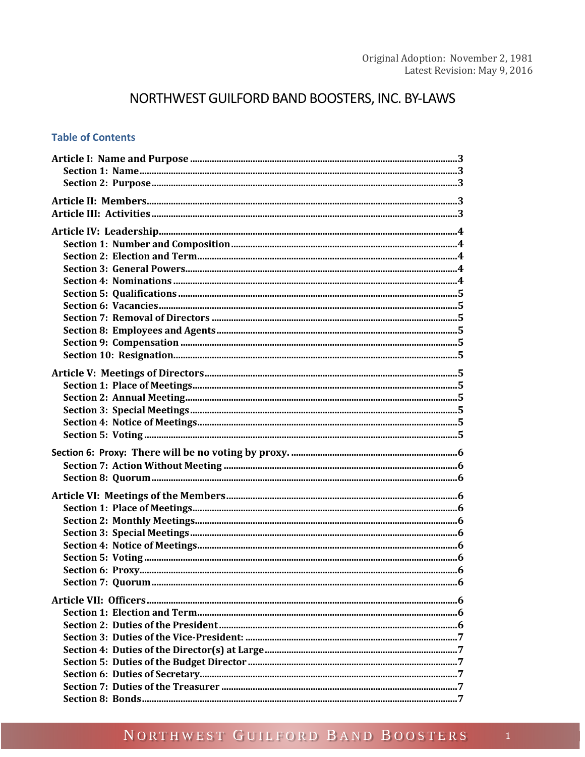Original Adoption: November 2, 1981
Latest Revision: May 9, 2016

# NORTHWEST GUILFORD BAND BOOSTERS, INC. BY-LAWS

## Table of Contents

**Article I: Name and Purpose** .......... 3
- **Section 1: Name** .......... 3
- **Section 2: Purpose** .......... 3

**Article II: Members** .......... 3
**Article III: Activities** .......... 3

**Article IV: Leadership** .......... 4
- **Section 1: Number and Composition** .......... 4
- **Section 2: Election and Term** .......... 4
- **Section 3: General Powers** .......... 4
- **Section 4: Nominations** .......... 4
- **Section 5: Qualifications** .......... 5
- **Section 6: Vacancies** .......... 5
- **Section 7: Removal of Directors** .......... 5
- **Section 8: Employees and Agents** .......... 5
- **Section 9: Compensation** .......... 5
- **Section 10: Resignation** .......... 5

**Article V: Meetings of Directors** .......... 5
- **Section 1: Place of Meetings** .......... 5
- **Section 2: Annual Meeting** .......... 5
- **Section 3: Special Meetings** .......... 5
- **Section 4: Notice of Meetings** .......... 5
- **Section 5: Voting** .......... 5

**Section 6: Proxy: There will be no voting by proxy.** .......... 6
- **Section 7: Action Without Meeting** .......... 6
- **Section 8: Quorum** .......... 6

**Article VI: Meetings of the Members** .......... 6
- **Section 1: Place of Meetings** .......... 6
- **Section 2: Monthly Meetings** .......... 6
- **Section 3: Special Meetings** .......... 6
- **Section 4: Notice of Meetings** .......... 6
- **Section 5: Voting** .......... 6
- **Section 6: Proxy** .......... 6
- **Section 7: Quorum** .......... 6

**Article VII: Officers** .......... 6
- **Section 1: Election and Term** .......... 6
- **Section 2: Duties of the President** .......... 6
- **Section 3: Duties of the Vice-President:** .......... 7
- **Section 4: Duties of the Director(s) at Large** .......... 7
- **Section 5: Duties of the Budget Director** .......... 7
- **Section 6: Duties of Secretary** .......... 7
- **Section 7: Duties of the Treasurer** .......... 7
- **Section 8: Bonds** .......... 7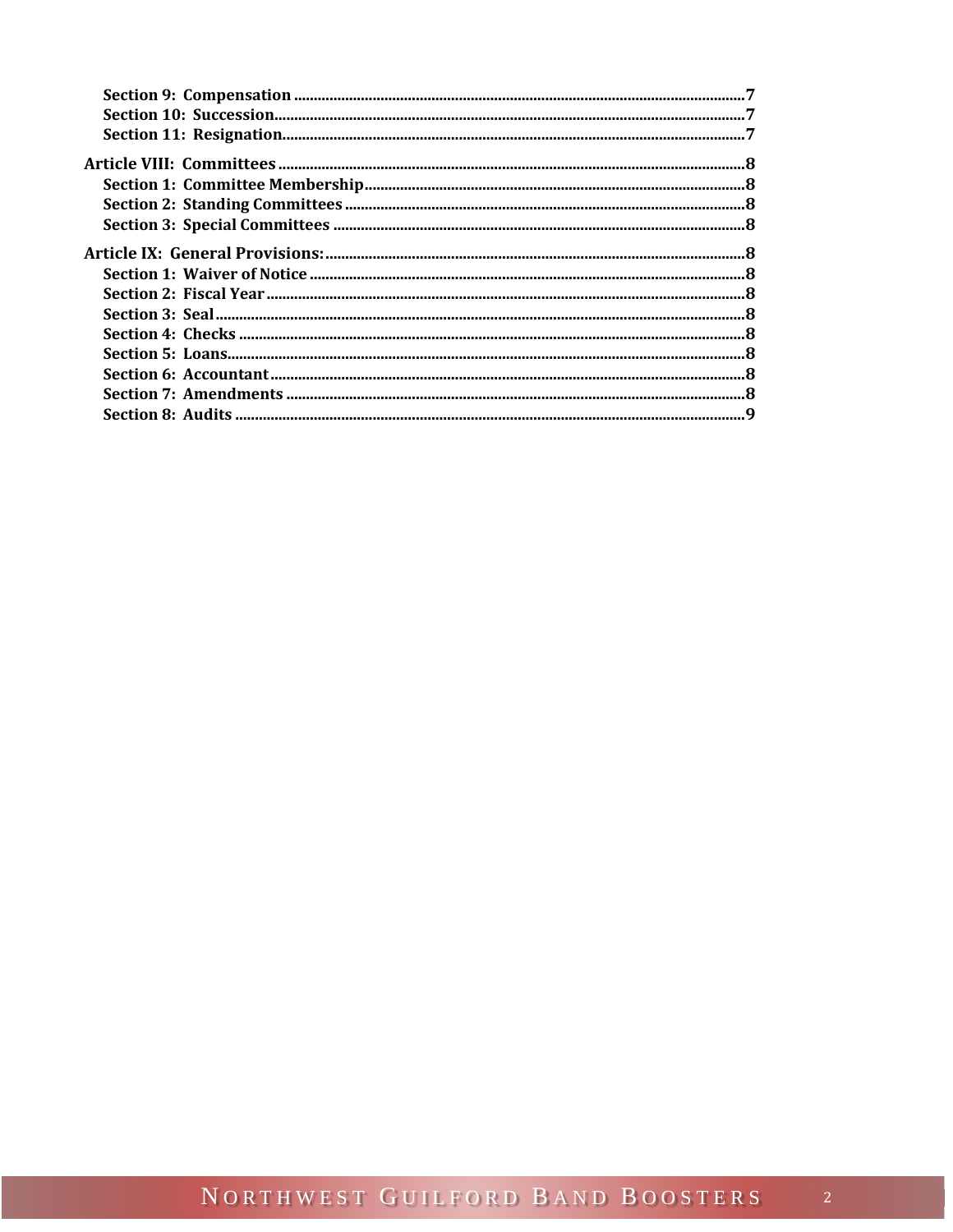Section 9: Compensation ........................................................................................................7
Section 10: Succession...........................................................................................................7
Section 11: Resignation..........................................................................................................7

Article VIII: Committees ..........................................................................................................8
Section 1: Committee Membership.........................................................................................8
Section 2: Standing Committees ............................................................................................8
Section 3: Special Committees ...............................................................................................8

Article IX: General Provisions: ...............................................................................................8
Section 1: Waiver of Notice ....................................................................................................8
Section 2: Fiscal Year .............................................................................................................8
Section 3: Seal .........................................................................................................................8
Section 4: Checks ....................................................................................................................8
Section 5: Loans.......................................................................................................................8
Section 6: Accountant..............................................................................................................8
Section 7: Amendments ...........................................................................................................8
Section 8: Audits .....................................................................................................................9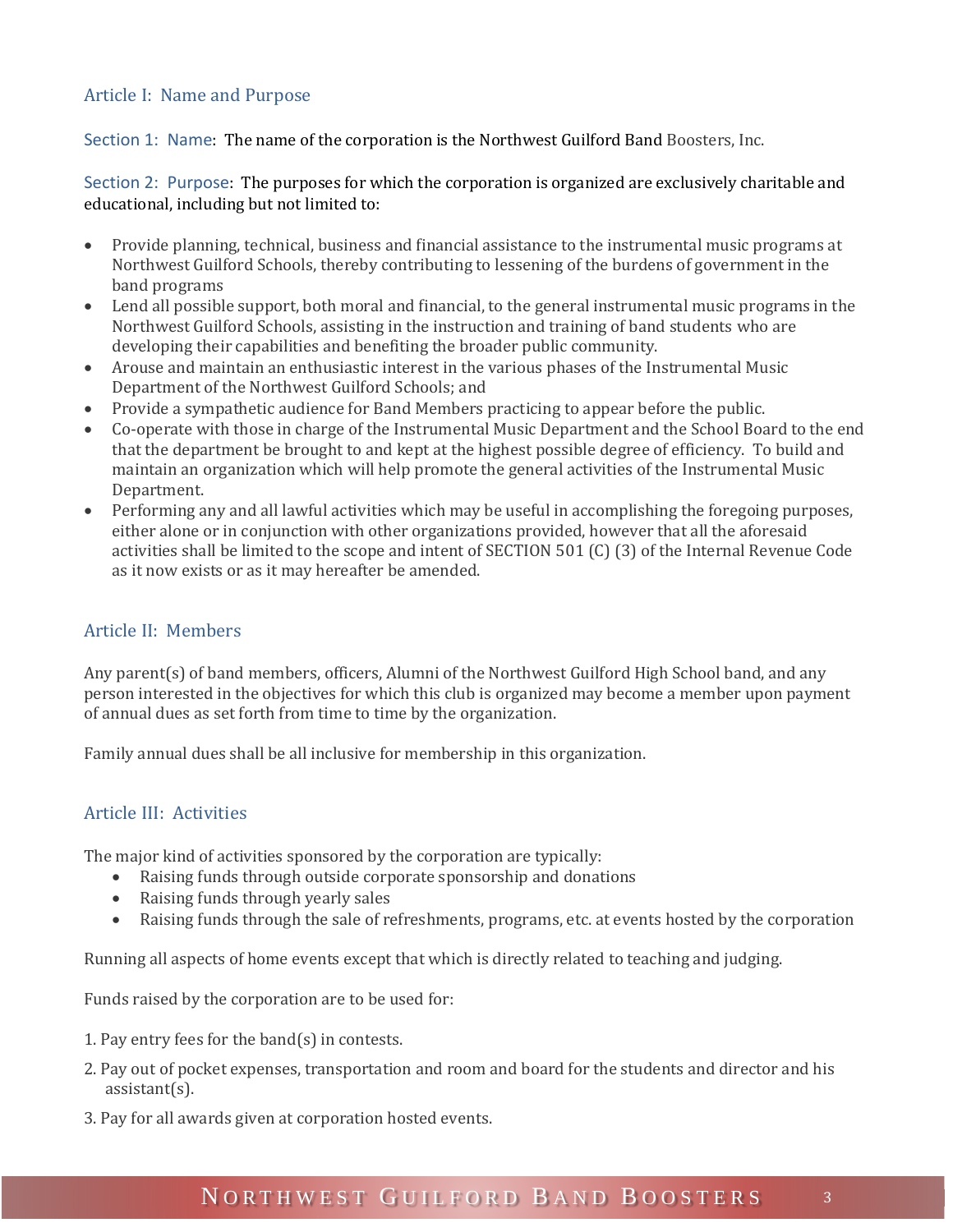## Article I: Name and Purpose

Section 1: Name: The name of the corporation is the Northwest Guilford Band Boosters, Inc.

Section 2: Purpose: The purposes for which the corporation is organized are exclusively charitable and educational, including but not limited to:

- Provide planning, technical, business and financial assistance to the instrumental music programs at Northwest Guilford Schools, thereby contributing to lessening of the burdens of government in the band programs
- Lend all possible support, both moral and financial, to the general instrumental music programs in the Northwest Guilford Schools, assisting in the instruction and training of band students who are developing their capabilities and benefiting the broader public community.
- Arouse and maintain an enthusiastic interest in the various phases of the Instrumental Music Department of the Northwest Guilford Schools; and
- Provide a sympathetic audience for Band Members practicing to appear before the public.
- Co-operate with those in charge of the Instrumental Music Department and the School Board to the end that the department be brought to and kept at the highest possible degree of efficiency. To build and maintain an organization which will help promote the general activities of the Instrumental Music Department.
- Performing any and all lawful activities which may be useful in accomplishing the foregoing purposes, either alone or in conjunction with other organizations provided, however that all the aforesaid activities shall be limited to the scope and intent of SECTION 501 (C) (3) of the Internal Revenue Code as it now exists or as it may hereafter be amended.

## Article II: Members

Any parent(s) of band members, officers, Alumni of the Northwest Guilford High School band, and any person interested in the objectives for which this club is organized may become a member upon payment of annual dues as set forth from time to time by the organization.

Family annual dues shall be all inclusive for membership in this organization.

## Article III: Activities

The major kind of activities sponsored by the corporation are typically:

- Raising funds through outside corporate sponsorship and donations
- Raising funds through yearly sales
- Raising funds through the sale of refreshments, programs, etc. at events hosted by the corporation

Running all aspects of home events except that which is directly related to teaching and judging.

Funds raised by the corporation are to be used for:

1. Pay entry fees for the band(s) in contests.
2. Pay out of pocket expenses, transportation and room and board for the students and director and his assistant(s).
3. Pay for all awards given at corporation hosted events.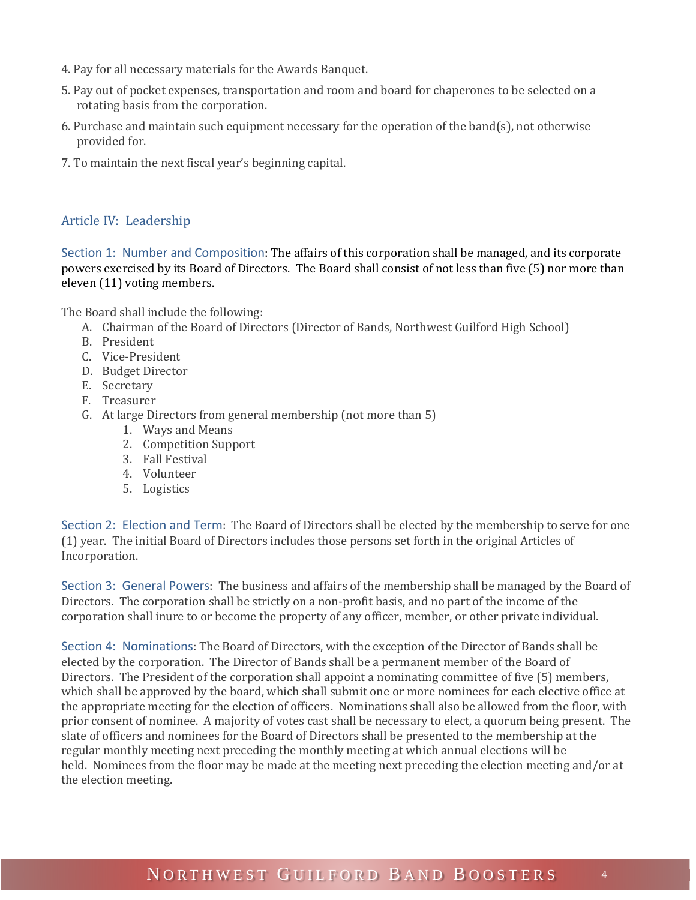4. Pay for all necessary materials for the Awards Banquet.

5. Pay out of pocket expenses, transportation and room and board for chaperones to be selected on a rotating basis from the corporation.

6. Purchase and maintain such equipment necessary for the operation of the band(s), not otherwise provided for.

7. To maintain the next fiscal year's beginning capital.

## Article IV: Leadership

**Section 1: Number and Composition**: The affairs of this corporation shall be managed, and its corporate powers exercised by its Board of Directors. The Board shall consist of not less than five (5) nor more than eleven (11) voting members.

The Board shall include the following:

A. Chairman of the Board of Directors (Director of Bands, Northwest Guilford High School)
B. President
C. Vice-President
D. Budget Director
E. Secretary
F. Treasurer
G. At large Directors from general membership (not more than 5)
   1. Ways and Means
   2. Competition Support
   3. Fall Festival
   4. Volunteer
   5. Logistics

**Section 2: Election and Term**: The Board of Directors shall be elected by the membership to serve for one (1) year. The initial Board of Directors includes those persons set forth in the original Articles of Incorporation.

**Section 3: General Powers**: The business and affairs of the membership shall be managed by the Board of Directors. The corporation shall be strictly on a non-profit basis, and no part of the income of the corporation shall inure to or become the property of any officer, member, or other private individual.

**Section 4: Nominations**: The Board of Directors, with the exception of the Director of Bands shall be elected by the corporation. The Director of Bands shall be a permanent member of the Board of Directors. The President of the corporation shall appoint a nominating committee of five (5) members, which shall be approved by the board, which shall submit one or more nominees for each elective office at the appropriate meeting for the election of officers. Nominations shall also be allowed from the floor, with prior consent of nominee. A majority of votes cast shall be necessary to elect, a quorum being present. The slate of officers and nominees for the Board of Directors shall be presented to the membership at the regular monthly meeting next preceding the monthly meeting at which annual elections will be held. Nominees from the floor may be made at the meeting next preceding the election meeting and/or at the election meeting.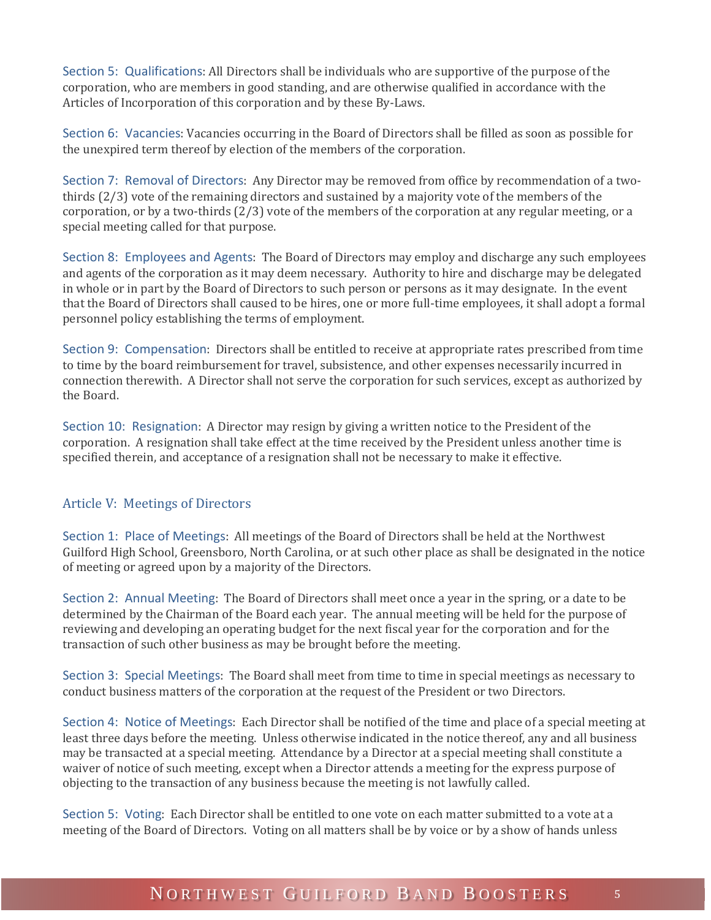Section 5: Qualifications: All Directors shall be individuals who are supportive of the purpose of the corporation, who are members in good standing, and are otherwise qualified in accordance with the Articles of Incorporation of this corporation and by these By-Laws.

Section 6: Vacancies: Vacancies occurring in the Board of Directors shall be filled as soon as possible for the unexpired term thereof by election of the members of the corporation.

Section 7: Removal of Directors: Any Director may be removed from office by recommendation of a two-thirds (2/3) vote of the remaining directors and sustained by a majority vote of the members of the corporation, or by a two-thirds (2/3) vote of the members of the corporation at any regular meeting, or a special meeting called for that purpose.

Section 8: Employees and Agents: The Board of Directors may employ and discharge any such employees and agents of the corporation as it may deem necessary. Authority to hire and discharge may be delegated in whole or in part by the Board of Directors to such person or persons as it may designate. In the event that the Board of Directors shall caused to be hires, one or more full-time employees, it shall adopt a formal personnel policy establishing the terms of employment.

Section 9: Compensation: Directors shall be entitled to receive at appropriate rates prescribed from time to time by the board reimbursement for travel, subsistence, and other expenses necessarily incurred in connection therewith. A Director shall not serve the corporation for such services, except as authorized by the Board.

Section 10: Resignation: A Director may resign by giving a written notice to the President of the corporation. A resignation shall take effect at the time received by the President unless another time is specified therein, and acceptance of a resignation shall not be necessary to make it effective.

## Article V: Meetings of Directors

Section 1: Place of Meetings: All meetings of the Board of Directors shall be held at the Northwest Guilford High School, Greensboro, North Carolina, or at such other place as shall be designated in the notice of meeting or agreed upon by a majority of the Directors.

Section 2: Annual Meeting: The Board of Directors shall meet once a year in the spring, or a date to be determined by the Chairman of the Board each year. The annual meeting will be held for the purpose of reviewing and developing an operating budget for the next fiscal year for the corporation and for the transaction of such other business as may be brought before the meeting.

Section 3: Special Meetings: The Board shall meet from time to time in special meetings as necessary to conduct business matters of the corporation at the request of the President or two Directors.

Section 4: Notice of Meetings: Each Director shall be notified of the time and place of a special meeting at least three days before the meeting. Unless otherwise indicated in the notice thereof, any and all business may be transacted at a special meeting. Attendance by a Director at a special meeting shall constitute a waiver of notice of such meeting, except when a Director attends a meeting for the express purpose of objecting to the transaction of any business because the meeting is not lawfully called.

Section 5: Voting: Each Director shall be entitled to one vote on each matter submitted to a vote at a meeting of the Board of Directors. Voting on all matters shall be by voice or by a show of hands unless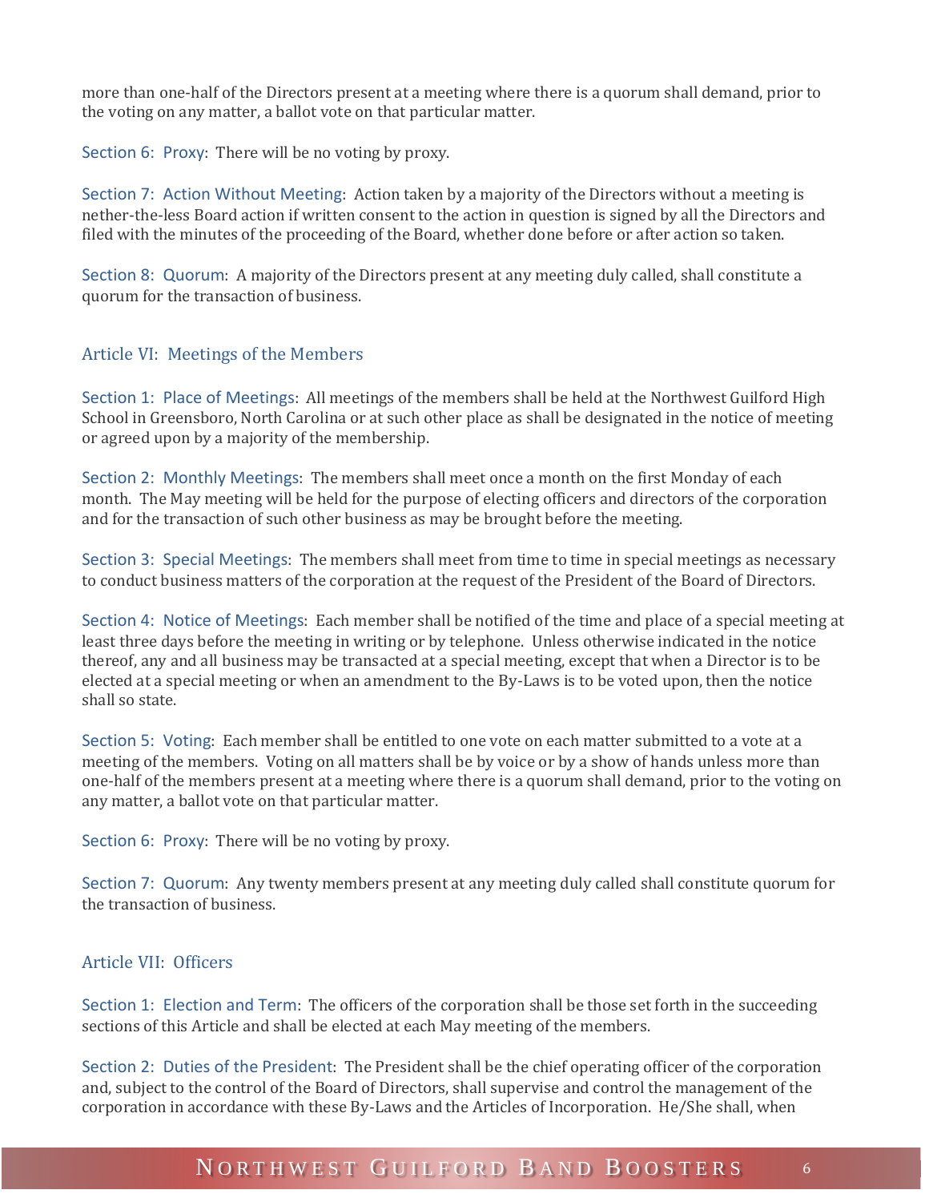more than one-half of the Directors present at a meeting where there is a quorum shall demand, prior to the voting on any matter, a ballot vote on that particular matter.

Section 6: Proxy: There will be no voting by proxy.

Section 7: Action Without Meeting: Action taken by a majority of the Directors without a meeting is nether-the-less Board action if written consent to the action in question is signed by all the Directors and filed with the minutes of the proceeding of the Board, whether done before or after action so taken.

Section 8: Quorum: A majority of the Directors present at any meeting duly called, shall constitute a quorum for the transaction of business.

## Article VI: Meetings of the Members

Section 1: Place of Meetings: All meetings of the members shall be held at the Northwest Guilford High School in Greensboro, North Carolina or at such other place as shall be designated in the notice of meeting or agreed upon by a majority of the membership.

Section 2: Monthly Meetings: The members shall meet once a month on the first Monday of each month. The May meeting will be held for the purpose of electing officers and directors of the corporation and for the transaction of such other business as may be brought before the meeting.

Section 3: Special Meetings: The members shall meet from time to time in special meetings as necessary to conduct business matters of the corporation at the request of the President of the Board of Directors.

Section 4: Notice of Meetings: Each member shall be notified of the time and place of a special meeting at least three days before the meeting in writing or by telephone. Unless otherwise indicated in the notice thereof, any and all business may be transacted at a special meeting, except that when a Director is to be elected at a special meeting or when an amendment to the By-Laws is to be voted upon, then the notice shall so state.

Section 5: Voting: Each member shall be entitled to one vote on each matter submitted to a vote at a meeting of the members. Voting on all matters shall be by voice or by a show of hands unless more than one-half of the members present at a meeting where there is a quorum shall demand, prior to the voting on any matter, a ballot vote on that particular matter.

Section 6: Proxy: There will be no voting by proxy.

Section 7: Quorum: Any twenty members present at any meeting duly called shall constitute quorum for the transaction of business.

## Article VII: Officers

Section 1: Election and Term: The officers of the corporation shall be those set forth in the succeeding sections of this Article and shall be elected at each May meeting of the members.

Section 2: Duties of the President: The President shall be the chief operating officer of the corporation and, subject to the control of the Board of Directors, shall supervise and control the management of the corporation in accordance with these By-Laws and the Articles of Incorporation. He/She shall, when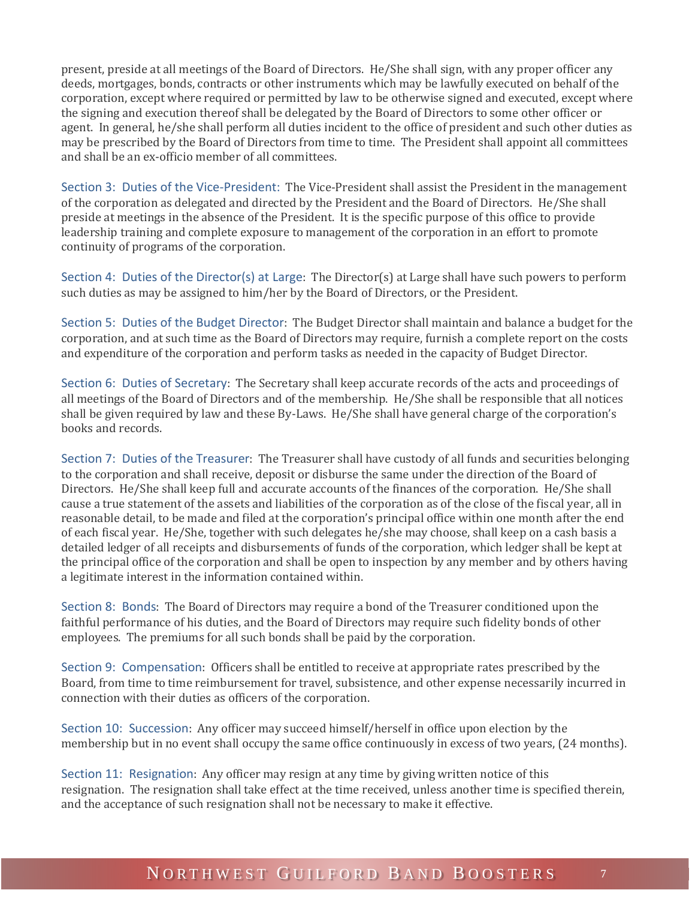present, preside at all meetings of the Board of Directors. He/She shall sign, with any proper officer any deeds, mortgages, bonds, contracts or other instruments which may be lawfully executed on behalf of the corporation, except where required or permitted by law to be otherwise signed and executed, except where the signing and execution thereof shall be delegated by the Board of Directors to some other officer or agent. In general, he/she shall perform all duties incident to the office of president and such other duties as may be prescribed by the Board of Directors from time to time. The President shall appoint all committees and shall be an ex-officio member of all committees.

Section 3: Duties of the Vice-President: The Vice-President shall assist the President in the management of the corporation as delegated and directed by the President and the Board of Directors. He/She shall preside at meetings in the absence of the President. It is the specific purpose of this office to provide leadership training and complete exposure to management of the corporation in an effort to promote continuity of programs of the corporation.

Section 4: Duties of the Director(s) at Large: The Director(s) at Large shall have such powers to perform such duties as may be assigned to him/her by the Board of Directors, or the President.

Section 5: Duties of the Budget Director: The Budget Director shall maintain and balance a budget for the corporation, and at such time as the Board of Directors may require, furnish a complete report on the costs and expenditure of the corporation and perform tasks as needed in the capacity of Budget Director.

Section 6: Duties of Secretary: The Secretary shall keep accurate records of the acts and proceedings of all meetings of the Board of Directors and of the membership. He/She shall be responsible that all notices shall be given required by law and these By-Laws. He/She shall have general charge of the corporation's books and records.

Section 7: Duties of the Treasurer: The Treasurer shall have custody of all funds and securities belonging to the corporation and shall receive, deposit or disburse the same under the direction of the Board of Directors. He/She shall keep full and accurate accounts of the finances of the corporation. He/She shall cause a true statement of the assets and liabilities of the corporation as of the close of the fiscal year, all in reasonable detail, to be made and filed at the corporation's principal office within one month after the end of each fiscal year. He/She, together with such delegates he/she may choose, shall keep on a cash basis a detailed ledger of all receipts and disbursements of funds of the corporation, which ledger shall be kept at the principal office of the corporation and shall be open to inspection by any member and by others having a legitimate interest in the information contained within.

Section 8: Bonds: The Board of Directors may require a bond of the Treasurer conditioned upon the faithful performance of his duties, and the Board of Directors may require such fidelity bonds of other employees. The premiums for all such bonds shall be paid by the corporation.

Section 9: Compensation: Officers shall be entitled to receive at appropriate rates prescribed by the Board, from time to time reimbursement for travel, subsistence, and other expense necessarily incurred in connection with their duties as officers of the corporation.

Section 10: Succession: Any officer may succeed himself/herself in office upon election by the membership but in no event shall occupy the same office continuously in excess of two years, (24 months).

Section 11: Resignation: Any officer may resign at any time by giving written notice of this resignation. The resignation shall take effect at the time received, unless another time is specified therein, and the acceptance of such resignation shall not be necessary to make it effective.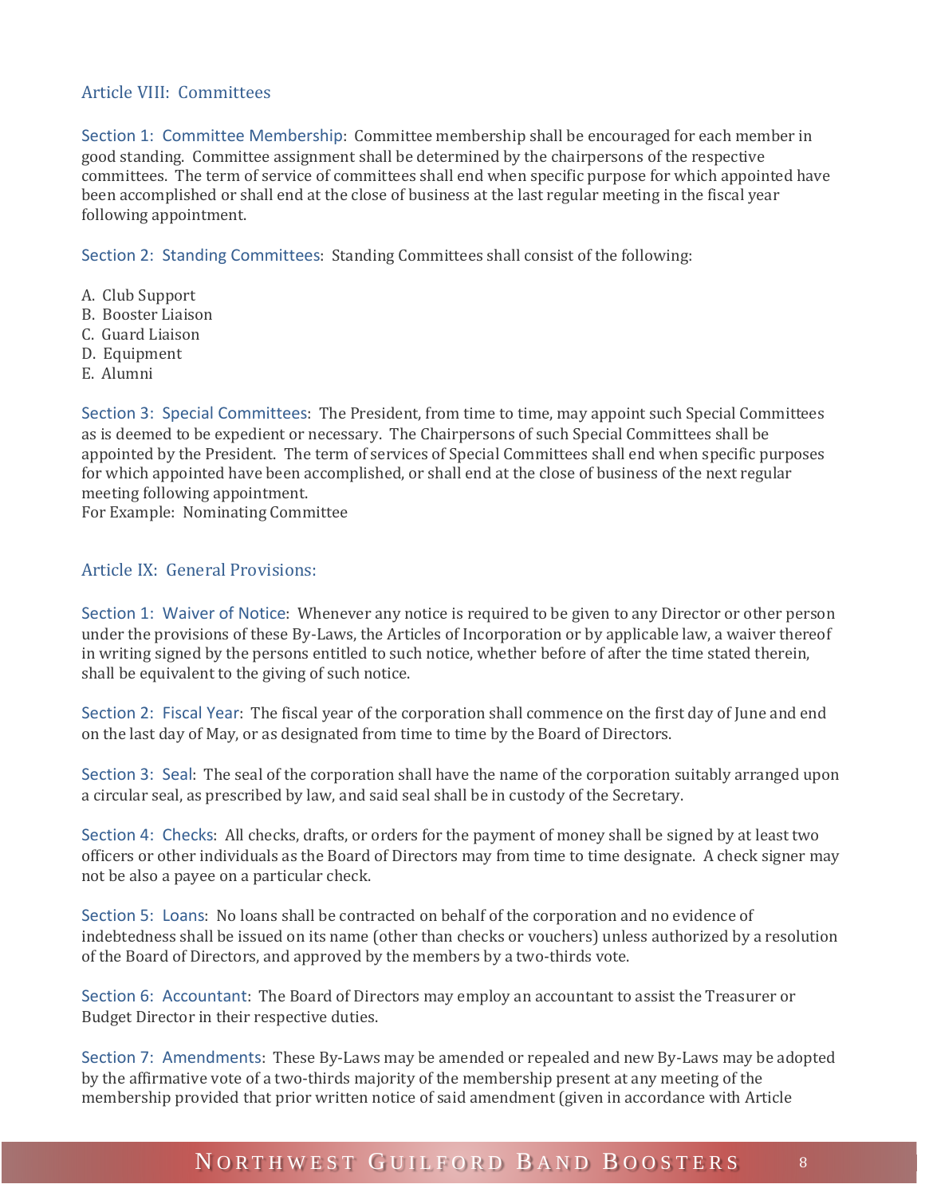## Article VIII: Committees

**Section 1: Committee Membership**: Committee membership shall be encouraged for each member in good standing. Committee assignment shall be determined by the chairpersons of the respective committees. The term of service of committees shall end when specific purpose for which appointed have been accomplished or shall end at the close of business at the last regular meeting in the fiscal year following appointment.

**Section 2: Standing Committees**: Standing Committees shall consist of the following:

A. Club Support
B. Booster Liaison
C. Guard Liaison
D. Equipment
E. Alumni

**Section 3: Special Committees**: The President, from time to time, may appoint such Special Committees as is deemed to be expedient or necessary. The Chairpersons of such Special Committees shall be appointed by the President. The term of services of Special Committees shall end when specific purposes for which appointed have been accomplished, or shall end at the close of business of the next regular meeting following appointment.
For Example: Nominating Committee

## Article IX: General Provisions:

**Section 1: Waiver of Notice**: Whenever any notice is required to be given to any Director or other person under the provisions of these By-Laws, the Articles of Incorporation or by applicable law, a waiver thereof in writing signed by the persons entitled to such notice, whether before of after the time stated therein, shall be equivalent to the giving of such notice.

**Section 2: Fiscal Year**: The fiscal year of the corporation shall commence on the first day of June and end on the last day of May, or as designated from time to time by the Board of Directors.

**Section 3: Seal**: The seal of the corporation shall have the name of the corporation suitably arranged upon a circular seal, as prescribed by law, and said seal shall be in custody of the Secretary.

**Section 4: Checks**: All checks, drafts, or orders for the payment of money shall be signed by at least two officers or other individuals as the Board of Directors may from time to time designate. A check signer may not be also a payee on a particular check.

**Section 5: Loans**: No loans shall be contracted on behalf of the corporation and no evidence of indebtedness shall be issued on its name (other than checks or vouchers) unless authorized by a resolution of the Board of Directors, and approved by the members by a two-thirds vote.

**Section 6: Accountant**: The Board of Directors may employ an accountant to assist the Treasurer or Budget Director in their respective duties.

**Section 7: Amendments**: These By-Laws may be amended or repealed and new By-Laws may be adopted by the affirmative vote of a two-thirds majority of the membership present at any meeting of the membership provided that prior written notice of said amendment (given in accordance with Article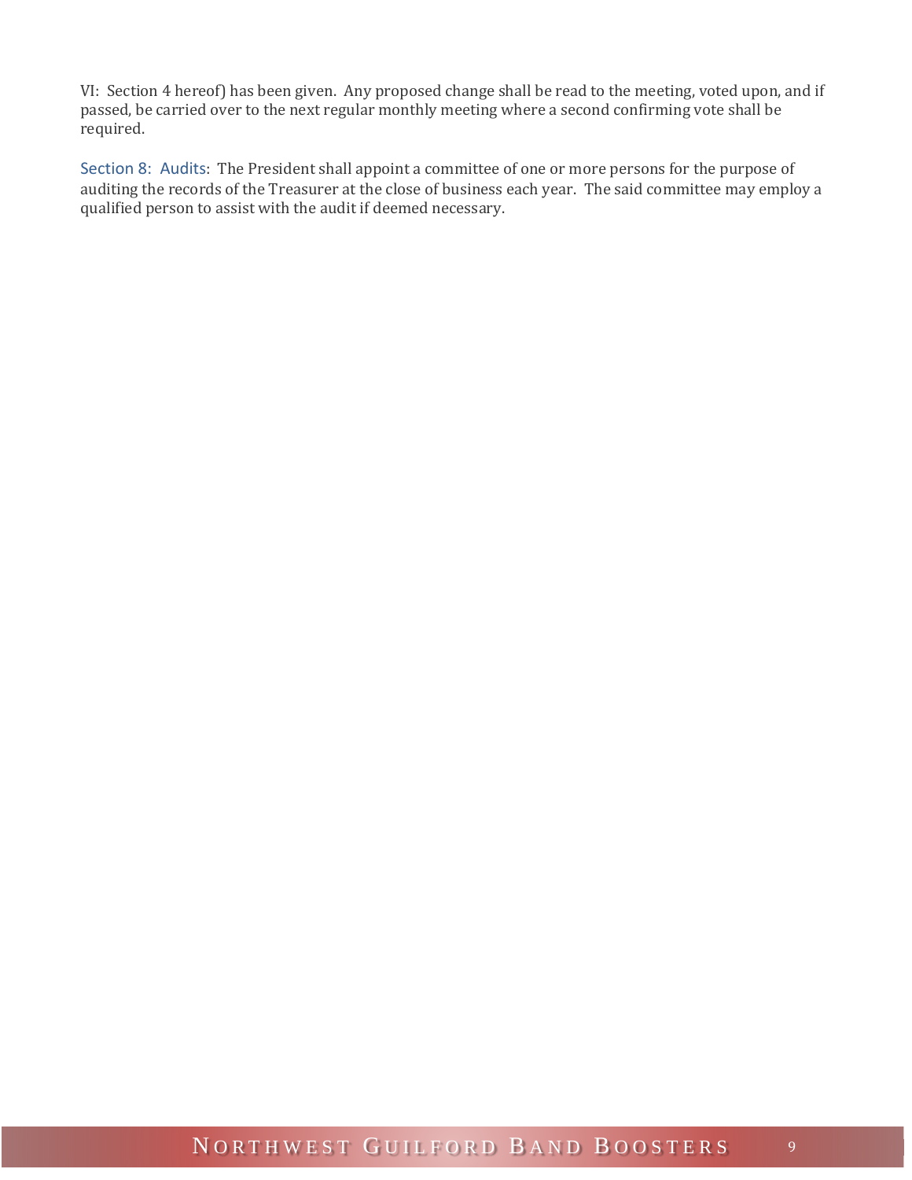VI: Section 4 hereof) has been given. Any proposed change shall be read to the meeting, voted upon, and if passed, be carried over to the next regular monthly meeting where a second confirming vote shall be required.

Section 8: Audits: The President shall appoint a committee of one or more persons for the purpose of auditing the records of the Treasurer at the close of business each year. The said committee may employ a qualified person to assist with the audit if deemed necessary.